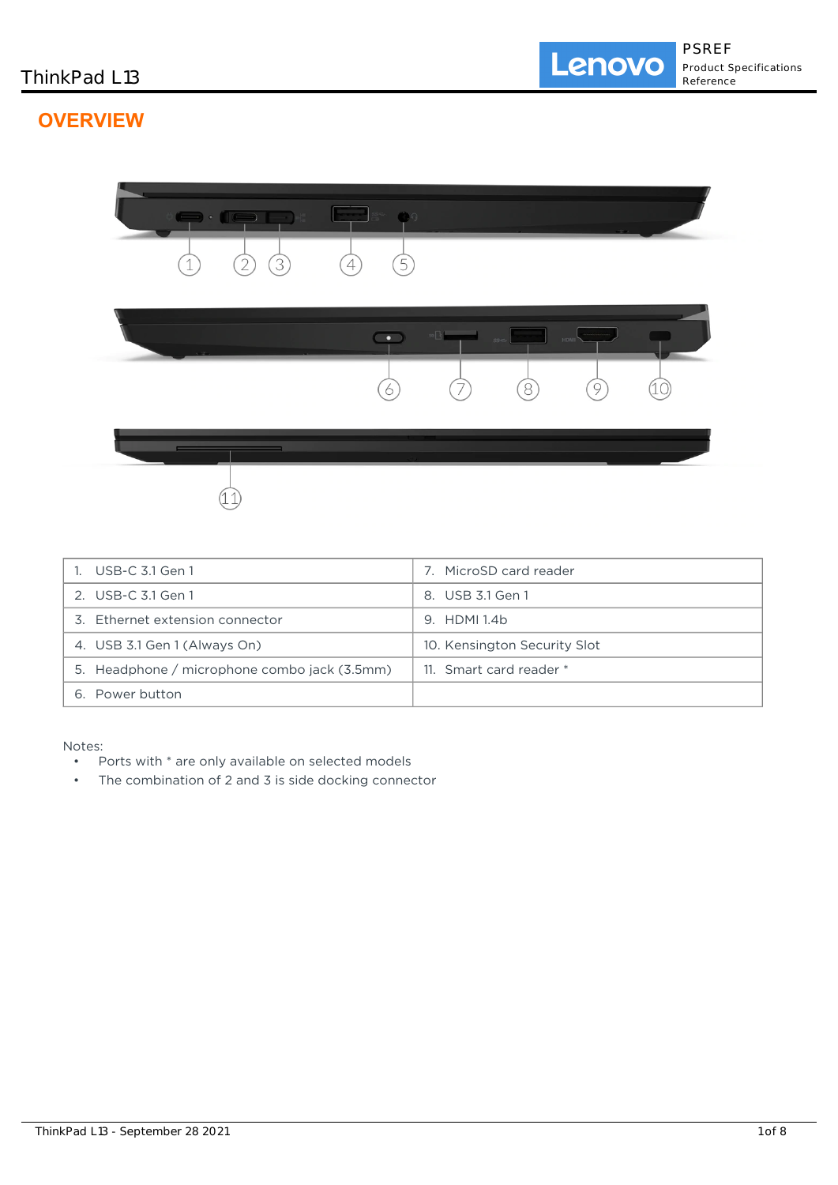# ThinkPad L13

## OVERVIEW

| | |
|---|---|
| 1. USB-C 3.1 Gen 1 | 7. MicroSD card reader |
| 2. USB-C 3.1 Gen 1 | 8. USB 3.1 Gen 1 |
| 3. Ethernet extension connector | 9. HDMI 1.4b |
| 4. USB 3.1 Gen 1 (Always On) | 10. Kensington Security Slot |
| 5. Headphone / microphone combo jack (3.5mm) | 11. Smart card reader * |
| 6. Power button | |

Notes:

- Ports with * are only available on selected models
- The combination of 2 and 3 is side docking connector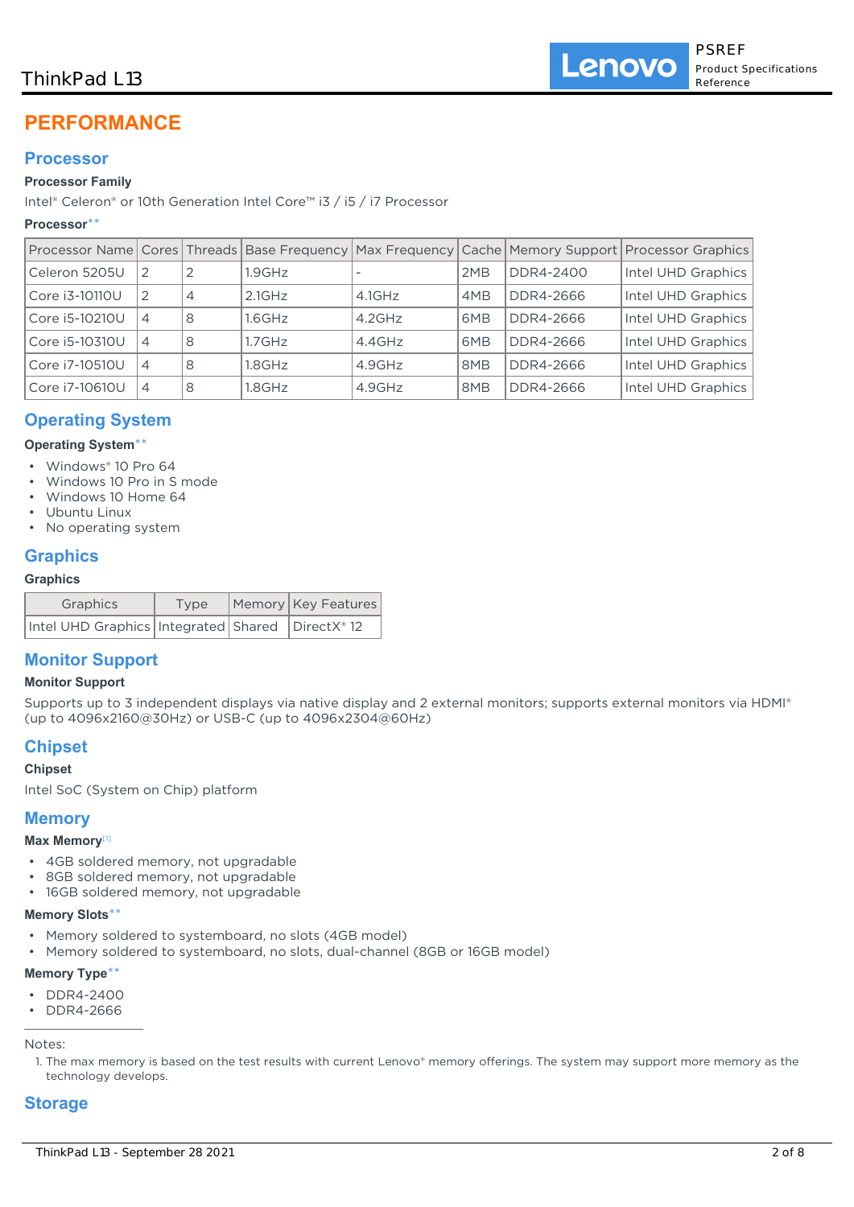# PERFORMANCE

## Processor

### Processor Family

Intel® Celeron® or 10th Generation Intel Core™ i3 / i5 / i7 Processor

### Processor**

| Processor Name | Cores | Threads | Base Frequency | Max Frequency | Cache | Memory Support | Processor Graphics |
|---|---|---|---|---|---|---|---|
| Celeron 5205U | 2 | 2 | 1.9GHz | - | 2MB | DDR4-2400 | Intel UHD Graphics |
| Core i3-10110U | 2 | 4 | 2.1GHz | 4.1GHz | 4MB | DDR4-2666 | Intel UHD Graphics |
| Core i5-10210U | 4 | 8 | 1.6GHz | 4.2GHz | 6MB | DDR4-2666 | Intel UHD Graphics |
| Core i5-10310U | 4 | 8 | 1.7GHz | 4.4GHz | 6MB | DDR4-2666 | Intel UHD Graphics |
| Core i7-10510U | 4 | 8 | 1.8GHz | 4.9GHz | 8MB | DDR4-2666 | Intel UHD Graphics |
| Core i7-10610U | 4 | 8 | 1.8GHz | 4.9GHz | 8MB | DDR4-2666 | Intel UHD Graphics |

## Operating System

### Operating System**

- Windows® 10 Pro 64
- Windows 10 Pro in S mode
- Windows 10 Home 64
- Ubuntu Linux
- No operating system

## Graphics

### Graphics

| Graphics | Type | Memory | Key Features |
|---|---|---|---|
| Intel UHD Graphics | Integrated | Shared | DirectX® 12 |

## Monitor Support

### Monitor Support

Supports up to 3 independent displays via native display and 2 external monitors; supports external monitors via HDMI® (up to 4096x2160@30Hz) or USB-C (up to 4096x2304@60Hz)

## Chipset

### Chipset

Intel SoC (System on Chip) platform

## Memory

### Max Memory[1]

- 4GB soldered memory, not upgradable
- 8GB soldered memory, not upgradable
- 16GB soldered memory, not upgradable

### Memory Slots**

- Memory soldered to systemboard, no slots (4GB model)
- Memory soldered to systemboard, no slots, dual-channel (8GB or 16GB model)

### Memory Type**

- DDR4-2400
- DDR4-2666

Notes:

1. The max memory is based on the test results with current Lenovo® memory offerings. The system may support more memory as the technology develops.

## Storage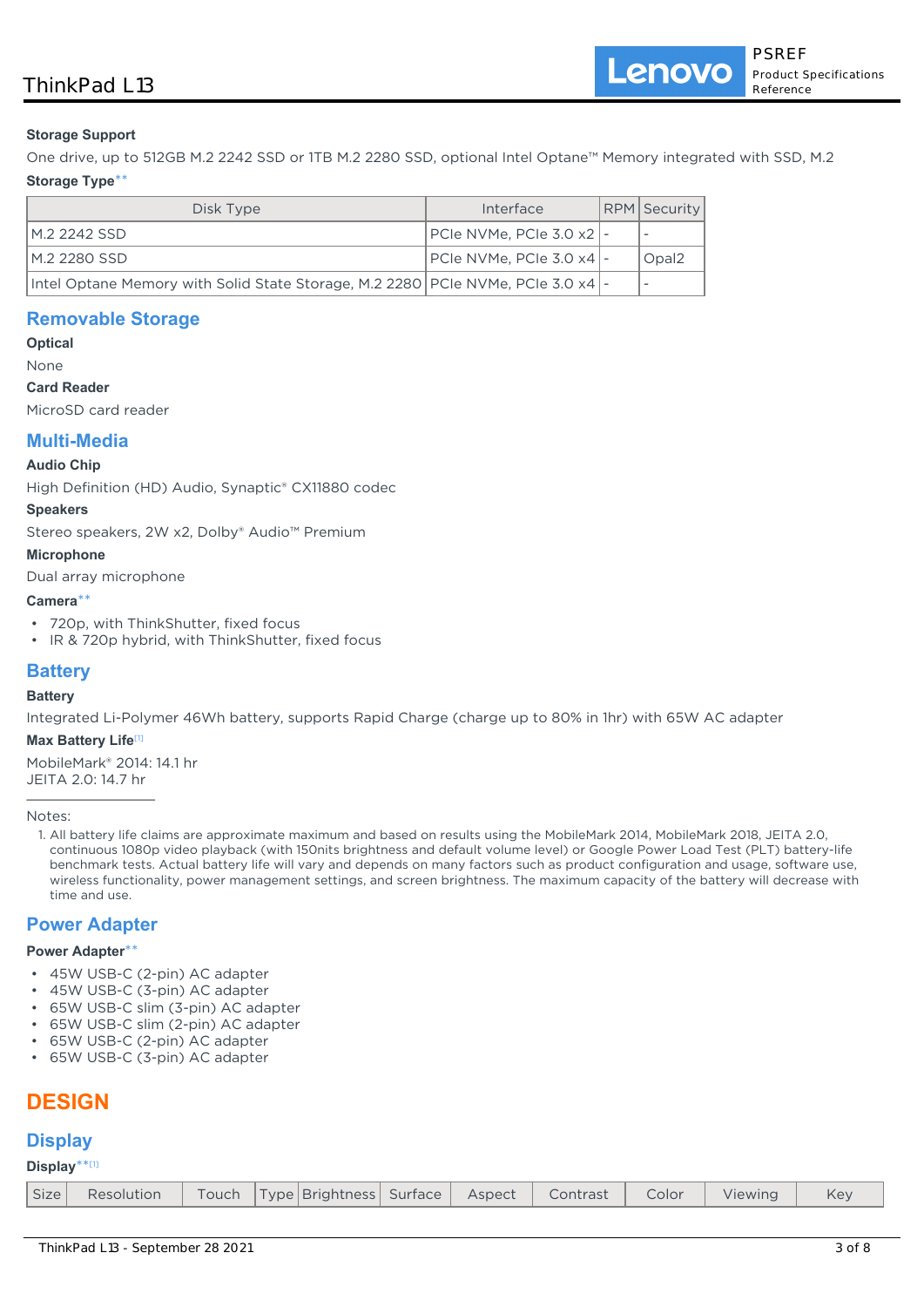**Storage Support**

One drive, up to 512GB M.2 2242 SSD or 1TB M.2 2280 SSD, optional Intel Optane™ Memory integrated with SSD, M.2

**Storage Type****

| Disk Type | Interface | RPM | Security |
|---|---|---|---|
| M.2 2242 SSD | PCIe NVMe, PCIe 3.0 x2 | - | - |
| M.2 2280 SSD | PCIe NVMe, PCIe 3.0 x4 | - | Opal2 |
| Intel Optane Memory with Solid State Storage, M.2 2280 | PCIe NVMe, PCIe 3.0 x4 | - | - |

## Removable Storage

**Optical**

None

**Card Reader**

MicroSD card reader

## Multi-Media

**Audio Chip**

High Definition (HD) Audio, Synaptic® CX11880 codec

**Speakers**

Stereo speakers, 2W x2, Dolby® Audio™ Premium

**Microphone**

Dual array microphone

**Camera****

- 720p, with ThinkShutter, fixed focus
- IR & 720p hybrid, with ThinkShutter, fixed focus

## Battery

**Battery**

Integrated Li-Polymer 46Wh battery, supports Rapid Charge (charge up to 80% in 1hr) with 65W AC adapter

**Max Battery Life**[1]

MobileMark® 2014: 14.1 hr
JEITA 2.0: 14.7 hr

Notes:

1. All battery life claims are approximate maximum and based on results using the MobileMark 2014, MobileMark 2018, JEITA 2.0, continuous 1080p video playback (with 150nits brightness and default volume level) or Google Power Load Test (PLT) battery-life benchmark tests. Actual battery life will vary and depends on many factors such as product configuration and usage, software use, wireless functionality, power management settings, and screen brightness. The maximum capacity of the battery will decrease with time and use.

## Power Adapter

**Power Adapter****

- 45W USB-C (2-pin) AC adapter
- 45W USB-C (3-pin) AC adapter
- 65W USB-C slim (3-pin) AC adapter
- 65W USB-C slim (2-pin) AC adapter
- 65W USB-C (2-pin) AC adapter
- 65W USB-C (3-pin) AC adapter

# DESIGN

## Display

**Display****[1]

| Size | Resolution | Touch | Type | Brightness | Surface | Aspect | Contrast | Color | Viewing | Key |
|---|---|---|---|---|---|---|---|---|---|---|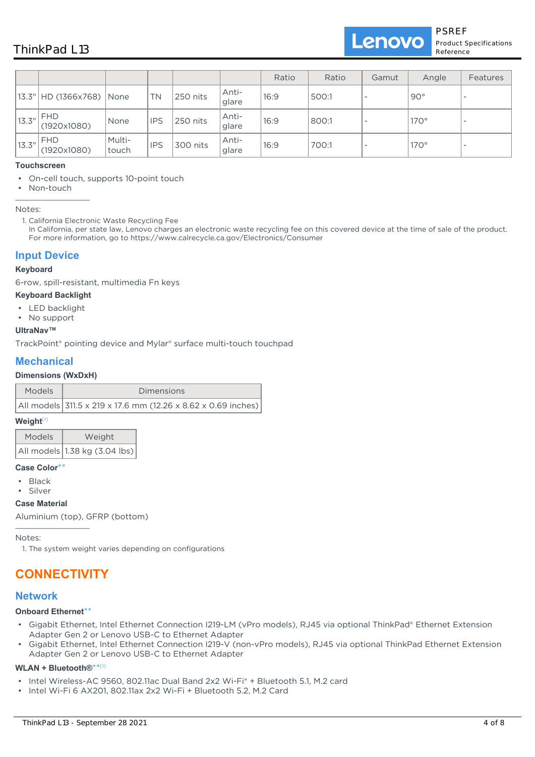| | | | | | | Ratio | Ratio | Gamut | Angle | Features |
|---|---|---|---|---|---|---|---|---|---|---|
| 13.3" | HD (1366x768) | None | TN | 250 nits | Anti-glare | 16:9 | 500:1 | - | 90° | - |
| 13.3" | FHD (1920x1080) | None | IPS | 250 nits | Anti-glare | 16:9 | 800:1 | - | 170° | - |
| 13.3" | FHD (1920x1080) | Multi-touch | IPS | 300 nits | Anti-glare | 16:9 | 700:1 | - | 170° | - |

**Touchscreen**

- On-cell touch, supports 10-point touch
- Non-touch

---

Notes:

1. California Electronic Waste Recycling Fee
   In California, per state law, Lenovo charges an electronic waste recycling fee on this covered device at the time of sale of the product. For more information, go to https://www.calrecycle.ca.gov/Electronics/Consumer

## Input Device

**Keyboard**

6-row, spill-resistant, multimedia Fn keys

**Keyboard Backlight**

- LED backlight
- No support

**UltraNav™**

TrackPoint® pointing device and Mylar® surface multi-touch touchpad

## Mechanical

**Dimensions (WxDxH)**

| Models | Dimensions |
|---|---|
| All models | 311.5 x 219 x 17.6 mm (12.26 x 8.62 x 0.69 inches) |

**Weight**[1]

| Models | Weight |
|---|---|
| All models | 1.38 kg (3.04 lbs) |

**Case Color****

- Black
- Silver

**Case Material**

Aluminium (top), GFRP (bottom)

---

Notes:

1. The system weight varies depending on configurations

# CONNECTIVITY

## Network

**Onboard Ethernet****

- Gigabit Ethernet, Intel Ethernet Connection I219-LM (vPro models), RJ45 via optional ThinkPad® Ethernet Extension Adapter Gen 2 or Lenovo USB-C to Ethernet Adapter
- Gigabit Ethernet, Intel Ethernet Connection I219-V (non-vPro models), RJ45 via optional ThinkPad Ethernet Extension Adapter Gen 2 or Lenovo USB-C to Ethernet Adapter

**WLAN + Bluetooth®****[1]

- Intel Wireless-AC 9560, 802.11ac Dual Band 2x2 Wi-Fi® + Bluetooth 5.1, M.2 card
- Intel Wi-Fi 6 AX201, 802.11ax 2x2 Wi-Fi + Bluetooth 5.2, M.2 Card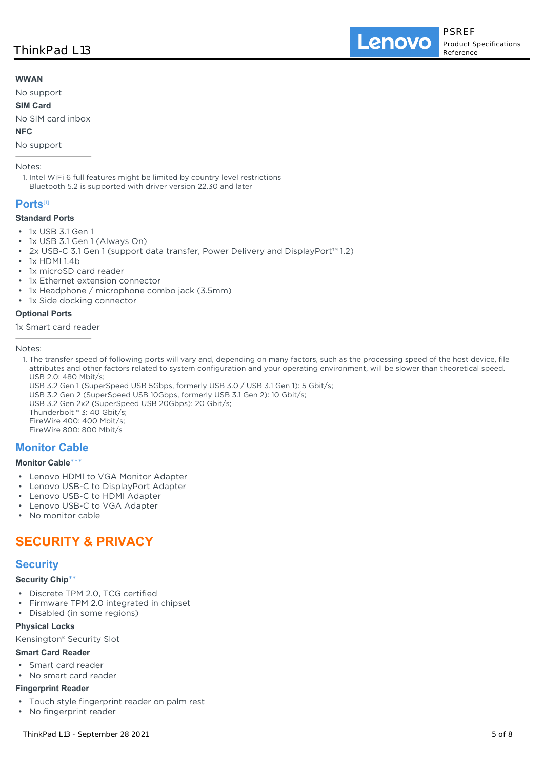**WWAN**

No support

**SIM Card**

No SIM card inbox

**NFC**

No support

---

Notes:

1. Intel WiFi 6 full features might be limited by country level restrictions
   Bluetooth 5.2 is supported with driver version 22.30 and later

## Ports[1]

**Standard Ports**

- 1x USB 3.1 Gen 1
- 1x USB 3.1 Gen 1 (Always On)
- 2x USB-C 3.1 Gen 1 (support data transfer, Power Delivery and DisplayPort™ 1.2)
- 1x HDMI 1.4b
- 1x microSD card reader
- 1x Ethernet extension connector
- 1x Headphone / microphone combo jack (3.5mm)
- 1x Side docking connector

**Optional Ports**

1x Smart card reader

---

Notes:

1. The transfer speed of following ports will vary and, depending on many factors, such as the processing speed of the host device, file attributes and other factors related to system configuration and your operating environment, will be slower than theoretical speed.
   USB 2.0: 480 Mbit/s;
   USB 3.2 Gen 1 (SuperSpeed USB 5Gbps, formerly USB 3.0 / USB 3.1 Gen 1): 5 Gbit/s;
   USB 3.2 Gen 2 (SuperSpeed USB 10Gbps, formerly USB 3.1 Gen 2): 10 Gbit/s;
   USB 3.2 Gen 2x2 (SuperSpeed USB 20Gbps): 20 Gbit/s;
   Thunderbolt™ 3: 40 Gbit/s;
   FireWire 400: 400 Mbit/s;
   FireWire 800: 800 Mbit/s

## Monitor Cable

**Monitor Cable*****

- Lenovo HDMI to VGA Monitor Adapter
- Lenovo USB-C to DisplayPort Adapter
- Lenovo USB-C to HDMI Adapter
- Lenovo USB-C to VGA Adapter
- No monitor cable

# SECURITY & PRIVACY

## Security

**Security Chip****

- Discrete TPM 2.0, TCG certified
- Firmware TPM 2.0 integrated in chipset
- Disabled (in some regions)

**Physical Locks**

Kensington® Security Slot

**Smart Card Reader**

- Smart card reader
- No smart card reader

**Fingerprint Reader**

- Touch style fingerprint reader on palm rest
- No fingerprint reader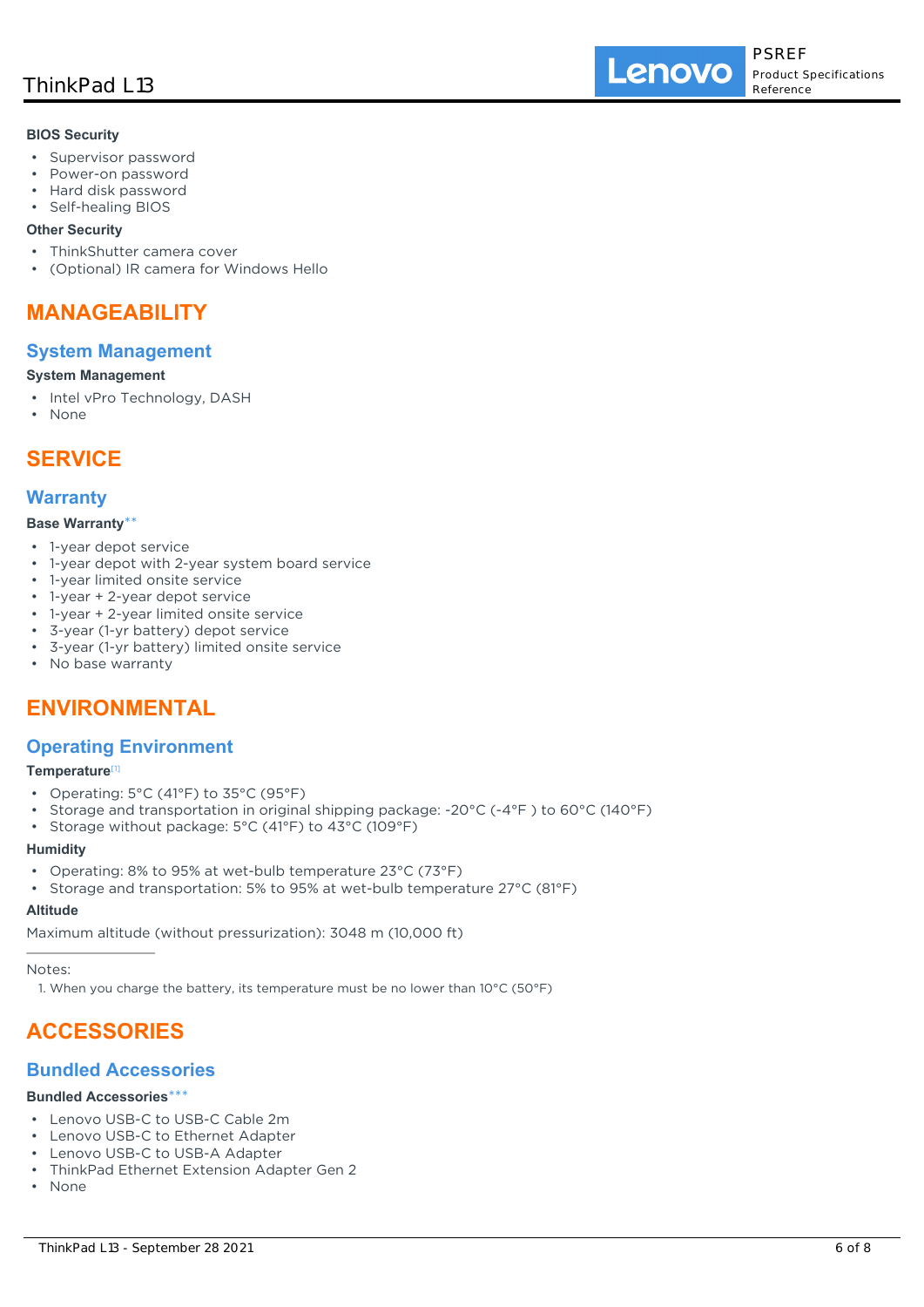**BIOS Security**

- Supervisor password
- Power-on password
- Hard disk password
- Self-healing BIOS

**Other Security**

- ThinkShutter camera cover
- (Optional) IR camera for Windows Hello

# MANAGEABILITY

## System Management

**System Management**

- Intel vPro Technology, DASH
- None

# SERVICE

## Warranty

**Base Warranty****

- 1-year depot service
- 1-year depot with 2-year system board service
- 1-year limited onsite service
- 1-year + 2-year depot service
- 1-year + 2-year limited onsite service
- 3-year (1-yr battery) depot service
- 3-year (1-yr battery) limited onsite service
- No base warranty

# ENVIRONMENTAL

## Operating Environment

**Temperature**[1]

- Operating: 5°C (41°F) to 35°C (95°F)
- Storage and transportation in original shipping package: -20°C (-4°F ) to 60°C (140°F)
- Storage without package: 5°C (41°F) to 43°C (109°F)

**Humidity**

- Operating: 8% to 95% at wet-bulb temperature 23°C (73°F)
- Storage and transportation: 5% to 95% at wet-bulb temperature 27°C (81°F)

**Altitude**

Maximum altitude (without pressurization): 3048 m (10,000 ft)

Notes:

1. When you charge the battery, its temperature must be no lower than 10°C (50°F)

# ACCESSORIES

## Bundled Accessories

**Bundled Accessories*****

- Lenovo USB-C to USB-C Cable 2m
- Lenovo USB-C to Ethernet Adapter
- Lenovo USB-C to USB-A Adapter
- ThinkPad Ethernet Extension Adapter Gen 2
- None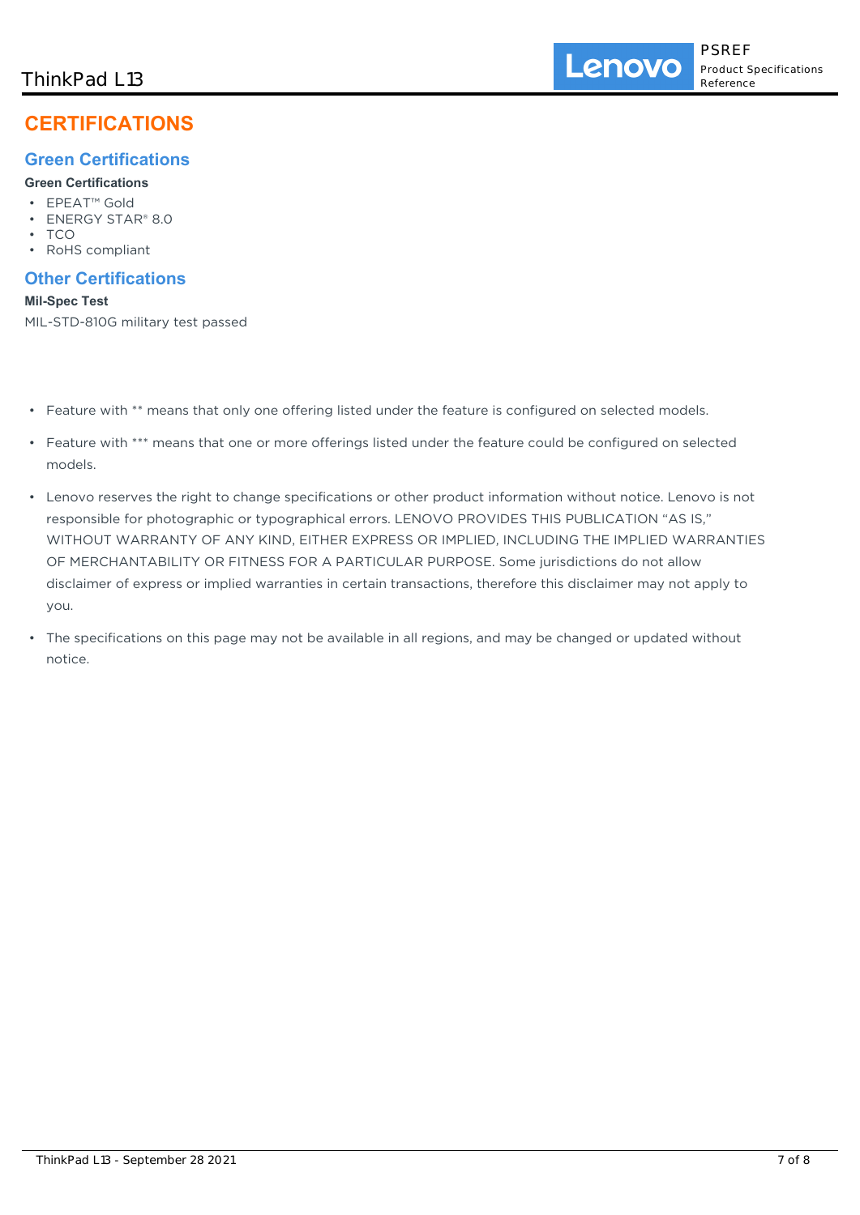# CERTIFICATIONS

## Green Certifications

### Green Certifications

- EPEAT™ Gold
- ENERGY STAR® 8.0
- TCO
- RoHS compliant

## Other Certifications

### Mil-Spec Test

MIL-STD-810G military test passed

- Feature with ** means that only one offering listed under the feature is configured on selected models.
- Feature with *** means that one or more offerings listed under the feature could be configured on selected models.
- Lenovo reserves the right to change specifications or other product information without notice. Lenovo is not responsible for photographic or typographical errors. LENOVO PROVIDES THIS PUBLICATION "AS IS," WITHOUT WARRANTY OF ANY KIND, EITHER EXPRESS OR IMPLIED, INCLUDING THE IMPLIED WARRANTIES OF MERCHANTABILITY OR FITNESS FOR A PARTICULAR PURPOSE. Some jurisdictions do not allow disclaimer of express or implied warranties in certain transactions, therefore this disclaimer may not apply to you.
- The specifications on this page may not be available in all regions, and may be changed or updated without notice.